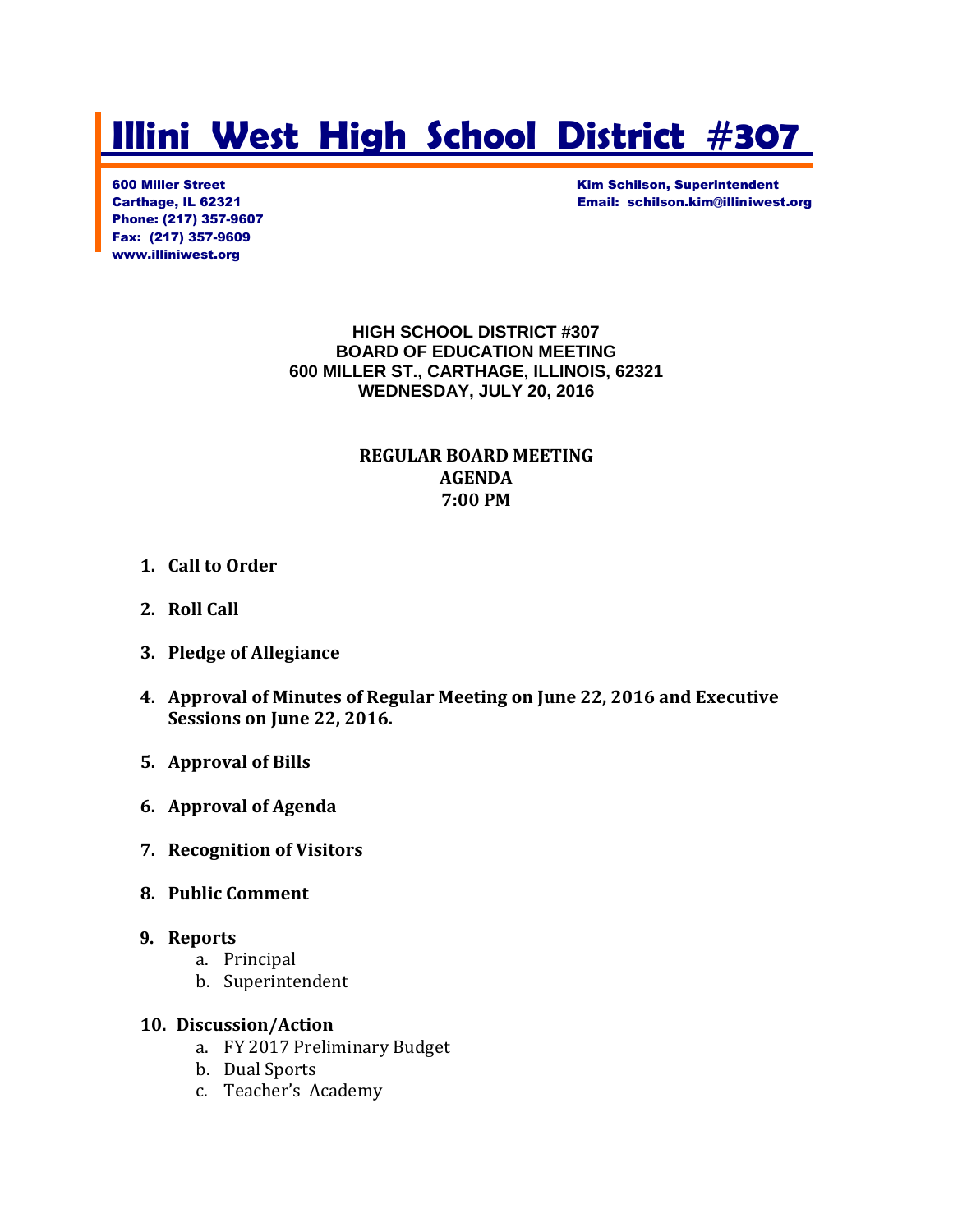# Illini West High School District #307

600 Miller Street
Carthage, IL 62321
Phone: (217) 357-9607
Fax: (217) 357-9609
www.illiniwest.org

Kim Schilson, Superintendent
Email: schilson.kim@illiniwest.org

**HIGH SCHOOL DISTRICT #307**
**BOARD OF EDUCATION MEETING**
**600 MILLER ST., CARTHAGE, ILLINOIS, 62321**
**WEDNESDAY, JULY 20, 2016**

**REGULAR BOARD MEETING**
**AGENDA**
**7:00 PM**

1. **Call to Order**
2. **Roll Call**
3. **Pledge of Allegiance**
4. **Approval of Minutes of Regular Meeting on June 22, 2016 and Executive Sessions on June 22, 2016.**
5. **Approval of Bills**
6. **Approval of Agenda**
7. **Recognition of Visitors**
8. **Public Comment**
9. **Reports**
   a. Principal
   b. Superintendent
10. **Discussion/Action**
    a. FY 2017 Preliminary Budget
    b. Dual Sports
    c. Teacher's Academy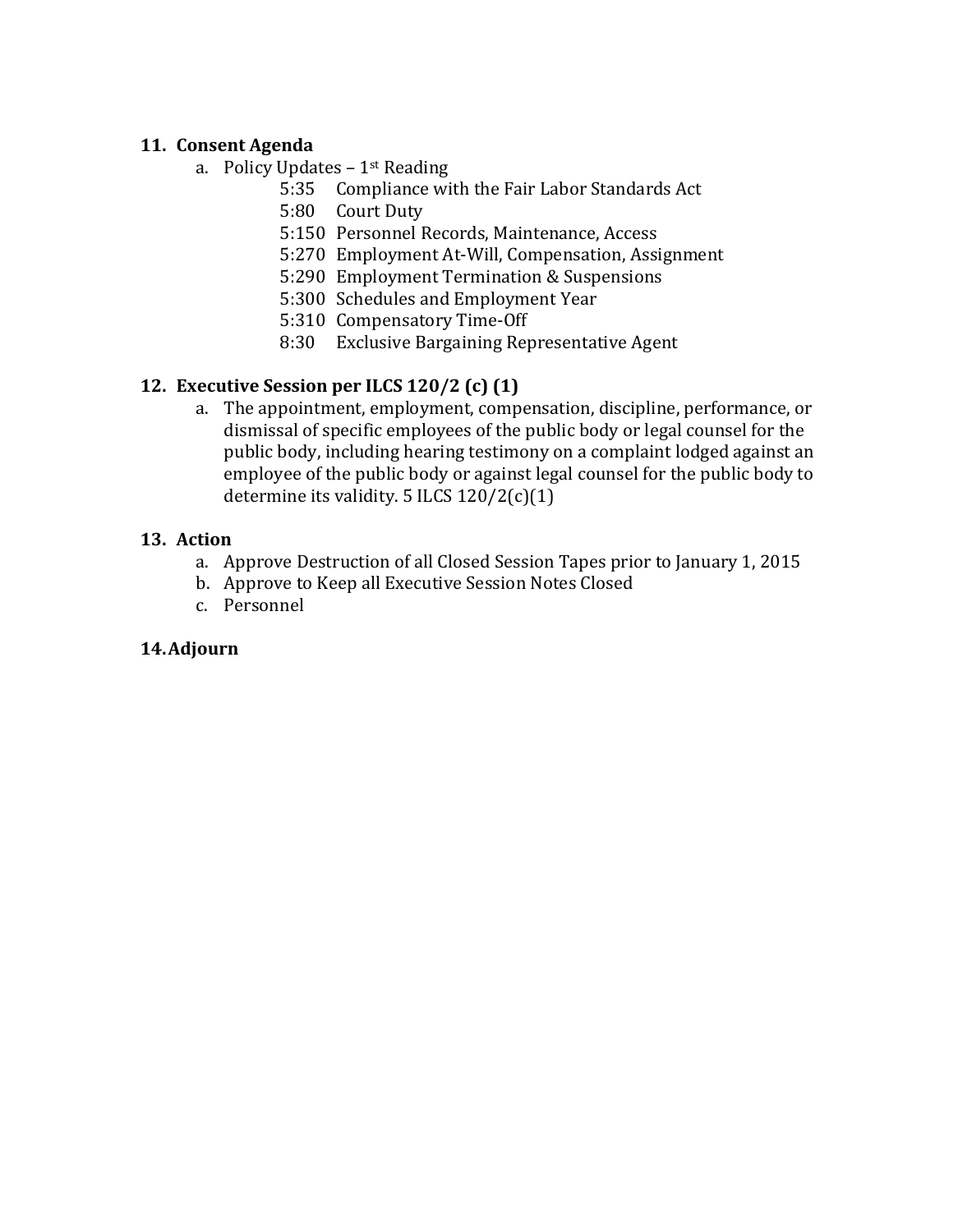**11. Consent Agenda**

a. Policy Updates – 1st Reading
   - 5:35 Compliance with the Fair Labor Standards Act
   - 5:80 Court Duty
   - 5:150 Personnel Records, Maintenance, Access
   - 5:270 Employment At-Will, Compensation, Assignment
   - 5:290 Employment Termination & Suspensions
   - 5:300 Schedules and Employment Year
   - 5:310 Compensatory Time-Off
   - 8:30 Exclusive Bargaining Representative Agent

**12. Executive Session per ILCS 120/2 (c) (1)**

a. The appointment, employment, compensation, discipline, performance, or dismissal of specific employees of the public body or legal counsel for the public body, including hearing testimony on a complaint lodged against an employee of the public body or against legal counsel for the public body to determine its validity. 5 ILCS 120/2(c)(1)

**13. Action**

a. Approve Destruction of all Closed Session Tapes prior to January 1, 2015
b. Approve to Keep all Executive Session Notes Closed
c. Personnel

**14. Adjourn**